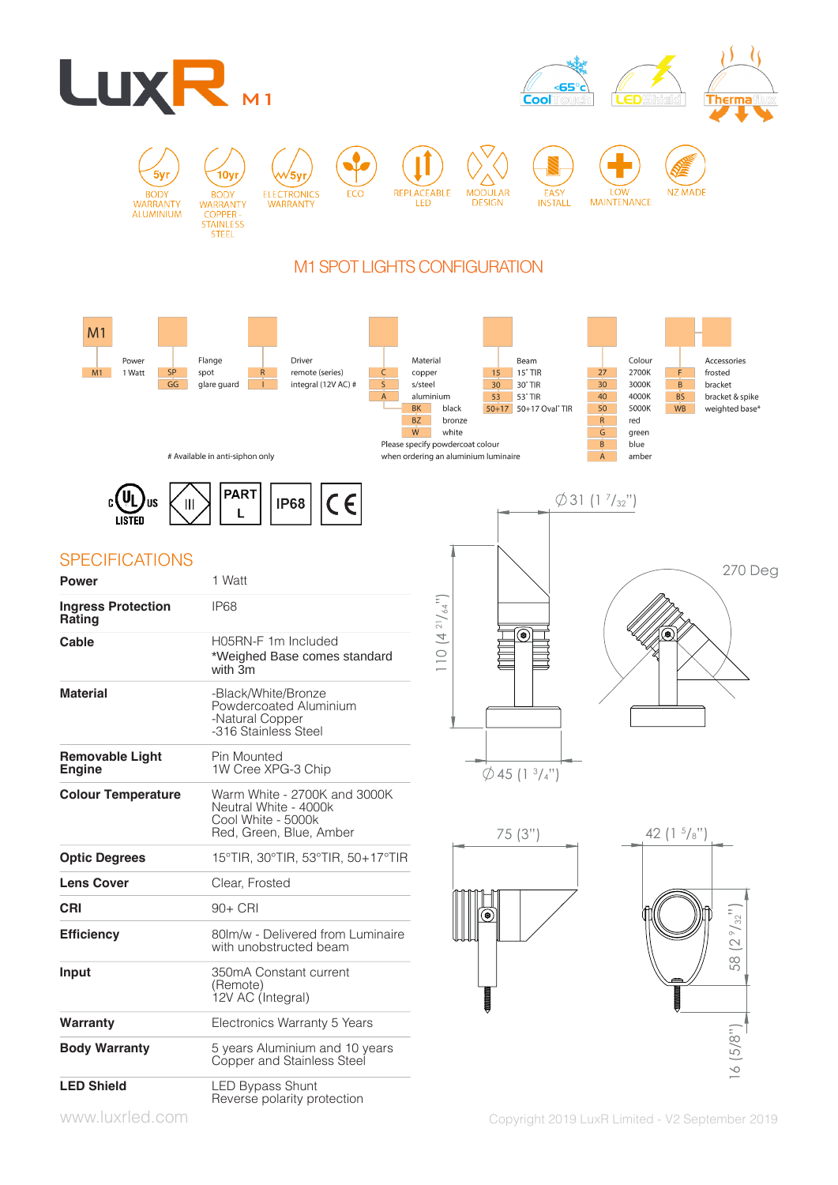# LuxR M1

Cool Touch <65°c · LEDShield · Thermaflux

5yr BODY WARRANTY ALUMINIUM · 10yr BODY WARRANTY COPPER - STAINLESS STEEL · 5yr ELECTRONICS WARRANTY · ECO · REPLACEABLE LED · MODULAR DESIGN · EASY INSTALL · LOW MAINTENANCE · NZ MADE

## M1 SPOT LIGHTS CONFIGURATION

M1

| Power | | Flange | | Driver | | Material | | Beam | | Colour | | Accessories | |
|---|---|---|---|---|---|---|---|---|---|---|---|---|---|
| M1 | 1 Watt | SP | spot | R | remote (series) | C | copper | 15 | 15˚ TIR | 27 | 2700K | F | frosted |
| | | GG | glare guard | I | integral (12V AC) # | S | s/steel | 30 | 30˚ TIR | 30 | 3000K | B | bracket |
| | | | | | | A | aluminium | 53 | 53˚ TIR | 40 | 4000K | BS | bracket & spike |
| | | | | | | BK | black | 50+17 | 50+17 Oval˚ TIR | 50 | 5000K | WB | weighted base* |
| | | | | | | BZ | bronze | | | R | red | | |
| | | | | | | W | white | | | G | green | | |
| | | | | | | | | | | B | blue | | |
| | | | | | | | | | | A | amber | | |

Please specify powdercoat colour when ordering an aluminium luminaire

# Available in anti-siphon only

c UL us LISTED · III · PART L · IP68 · CE

## SPECIFICATIONS

| | |
|---|---|
| **Power** | 1 Watt |
| **Ingress Protection Rating** | IP68 |
| **Cable** | H05RN-F 1m Included<br>*Weighed Base comes standard with 3m |
| **Material** | -Black/White/Bronze Powdercoated Aluminium<br>-Natural Copper<br>-316 Stainless Steel |
| **Removable Light Engine** | Pin Mounted<br>1W Cree XPG-3 Chip |
| **Colour Temperature** | Warm White - 2700K and 3000K<br>Neutral White - 4000k<br>Cool White - 5000k<br>Red, Green, Blue, Amber |
| **Optic Degrees** | 15°TIR, 30°TIR, 53°TIR, 50+17°TIR |
| **Lens Cover** | Clear, Frosted |
| **CRI** | 90+ CRI |
| **Efficiency** | 80lm/w - Delivered from Luminaire with unobstructed beam |
| **Input** | 350mA Constant current (Remote)<br>12V AC (Integral) |
| **Warranty** | Electronics Warranty 5 Years |
| **Body Warranty** | 5 years Aluminium and 10 years Copper and Stainless Steel |
| **LED Shield** | LED Bypass Shunt<br>Reverse polarity protection |

Dimensions: Ø31 (1 7/32") · 110 (4 21/64") · Ø45 (1 3/4") · 270 Deg · 75 (3") · 42 (1 5/8") · 58 (2 9/32") · 16 (5/8")

www.luxrled.com

Copyright 2019 LuxR Limited - V2 September 2019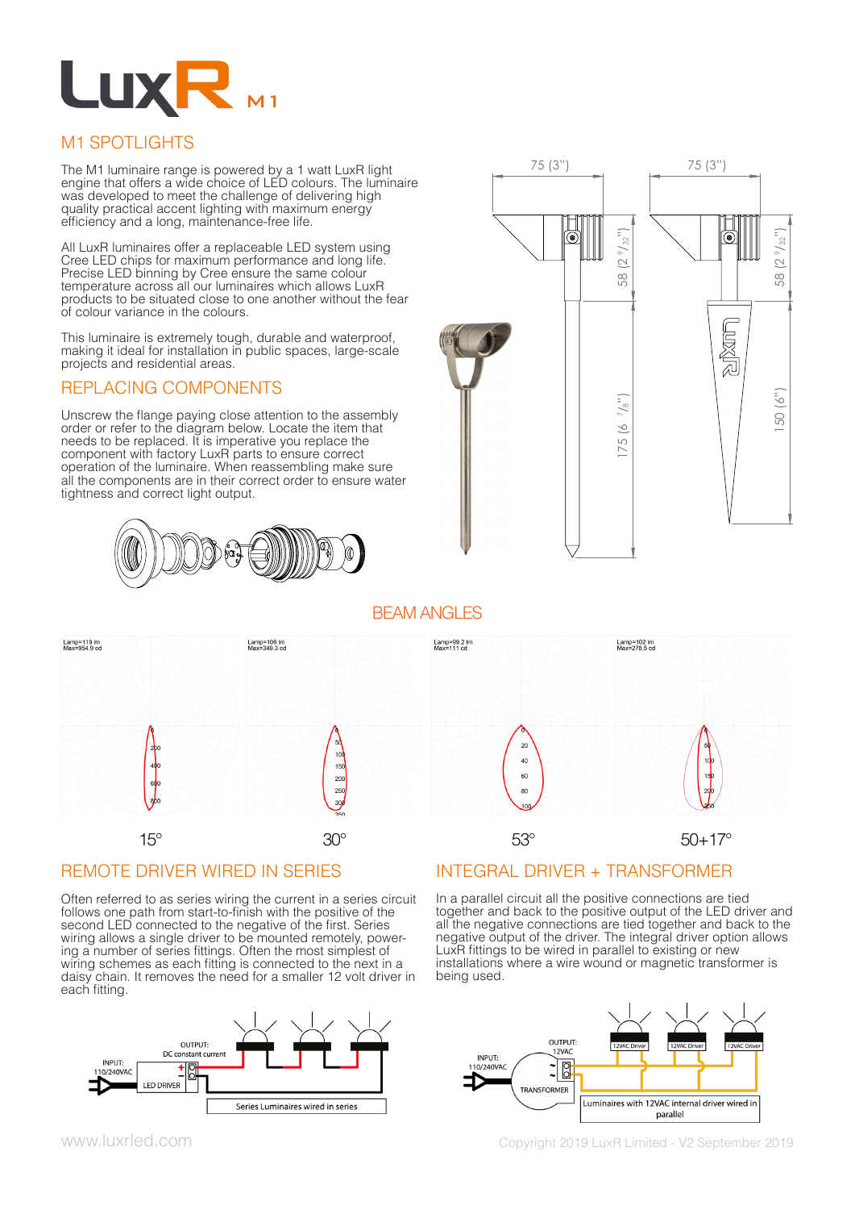# LuxR M1

## M1 SPOTLIGHTS

The M1 luminaire range is powered by a 1 watt LuxR light engine that offers a wide choice of LED colours. The luminaire was developed to meet the challenge of delivering high quality practical accent lighting with maximum energy efficiency and a long, maintenance-free life.

All LuxR luminaires offer a replaceable LED system using Cree LED chips for maximum performance and long life. Precise LED binning by Cree ensure the same colour temperature across all our luminaires which allows LuxR products to be situated close to one another without the fear of colour variance in the colours.

This luminaire is extremely tough, durable and waterproof, making it ideal for installation in public spaces, large-scale projects and residential areas.

## REPLACING COMPONENTS

Unscrew the flange paying close attention to the assembly order or refer to the diagram below. Locate the item that needs to be replaced. It is imperative you replace the component with factory LuxR parts to ensure correct operation of the luminaire. When reassembling make sure all the components are in their correct order to ensure water tightness and correct light output.

75 (3")
58 (2 9/32")
175 (6 7/8")

75 (3")
58 (2 9/32")
150 (6")

## BEAM ANGLES

Lamp=119 lm
Max=954.9 cd
15°

Lamp=106 lm
Max=349.3 cd
30°

Lamp=99.2 lm
Max=111 cd
53°

Lamp=102 lm
Max=278.5 cd
50+17°

## REMOTE DRIVER WIRED IN SERIES

Often referred to as series wiring the current in a series circuit follows one path from start-to-finish with the positive of the second LED connected to the negative of the first. Series wiring allows a single driver to be mounted remotely, powering a number of series fittings. Often the most simplest of wiring schemes as each fitting is connected to the next in a daisy chain. It removes the need for a smaller 12 volt driver in each fitting.

INPUT: 110/240VAC
LED DRIVER
OUTPUT: DC constant current
Series Luminaires wired in series

## INTEGRAL DRIVER + TRANSFORMER

In a parallel circuit all the positive connections are tied together and back to the positive output of the LED driver and all the negative connections are tied together and back to the negative output of the driver. The integral driver option allows LuxR fittings to be wired in parallel to existing or new installations where a wire wound or magnetic transformer is being used.

INPUT: 110/240VAC
TRANSFORMER
OUTPUT: 12VAC
12VAC Driver
12VAC Driver
12VAC Driver
Luminaires with 12VAC internal driver wired in parallel

www.luxrled.com

Copyright 2019 LuxR Limited - V2 September 2019